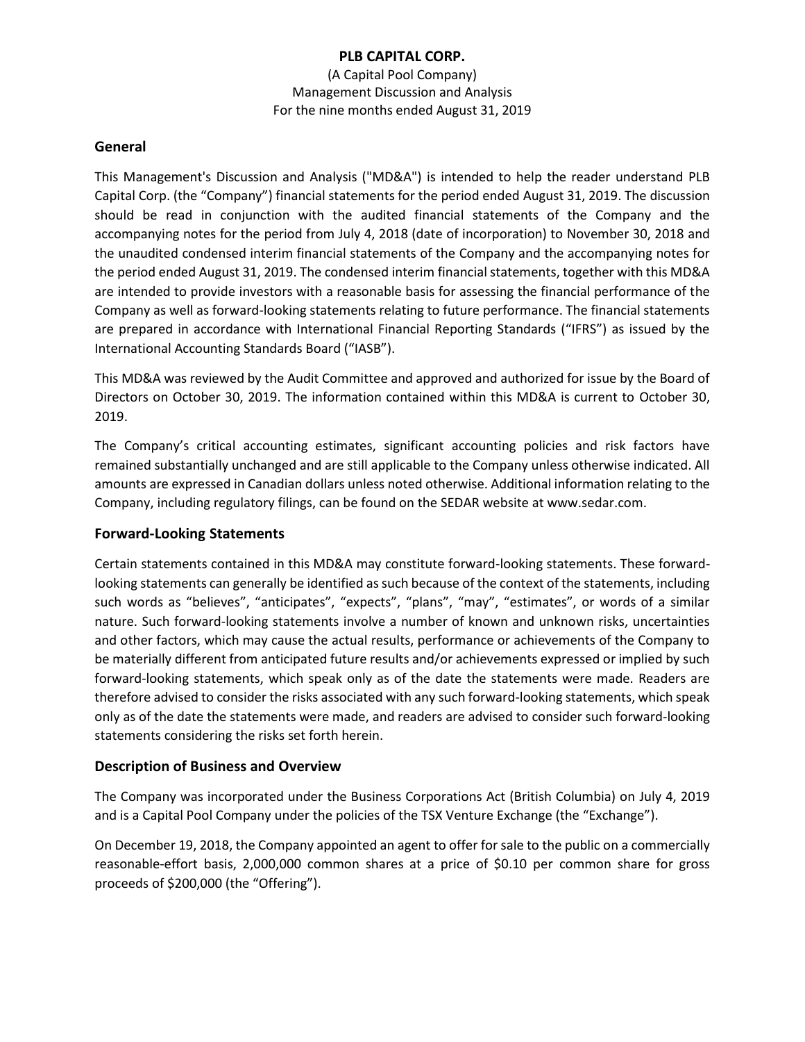**PLB CAPITAL CORP.**

(A Capital Pool Company)
Management Discussion and Analysis
For the nine months ended August 31, 2019

## General

This Management's Discussion and Analysis ("MD&A") is intended to help the reader understand PLB Capital Corp. (the "Company") financial statements for the period ended August 31, 2019. The discussion should be read in conjunction with the audited financial statements of the Company and the accompanying notes for the period from July 4, 2018 (date of incorporation) to November 30, 2018 and the unaudited condensed interim financial statements of the Company and the accompanying notes for the period ended August 31, 2019. The condensed interim financial statements, together with this MD&A are intended to provide investors with a reasonable basis for assessing the financial performance of the Company as well as forward-looking statements relating to future performance. The financial statements are prepared in accordance with International Financial Reporting Standards ("IFRS") as issued by the International Accounting Standards Board ("IASB").

This MD&A was reviewed by the Audit Committee and approved and authorized for issue by the Board of Directors on October 30, 2019. The information contained within this MD&A is current to October 30, 2019.

The Company's critical accounting estimates, significant accounting policies and risk factors have remained substantially unchanged and are still applicable to the Company unless otherwise indicated. All amounts are expressed in Canadian dollars unless noted otherwise. Additional information relating to the Company, including regulatory filings, can be found on the SEDAR website at www.sedar.com.

## Forward-Looking Statements

Certain statements contained in this MD&A may constitute forward-looking statements. These forward-looking statements can generally be identified as such because of the context of the statements, including such words as "believes", "anticipates", "expects", "plans", "may", "estimates", or words of a similar nature. Such forward-looking statements involve a number of known and unknown risks, uncertainties and other factors, which may cause the actual results, performance or achievements of the Company to be materially different from anticipated future results and/or achievements expressed or implied by such forward-looking statements, which speak only as of the date the statements were made. Readers are therefore advised to consider the risks associated with any such forward-looking statements, which speak only as of the date the statements were made, and readers are advised to consider such forward-looking statements considering the risks set forth herein.

## Description of Business and Overview

The Company was incorporated under the Business Corporations Act (British Columbia) on July 4, 2019 and is a Capital Pool Company under the policies of the TSX Venture Exchange (the "Exchange").

On December 19, 2018, the Company appointed an agent to offer for sale to the public on a commercially reasonable-effort basis, 2,000,000 common shares at a price of $0.10 per common share for gross proceeds of $200,000 (the "Offering").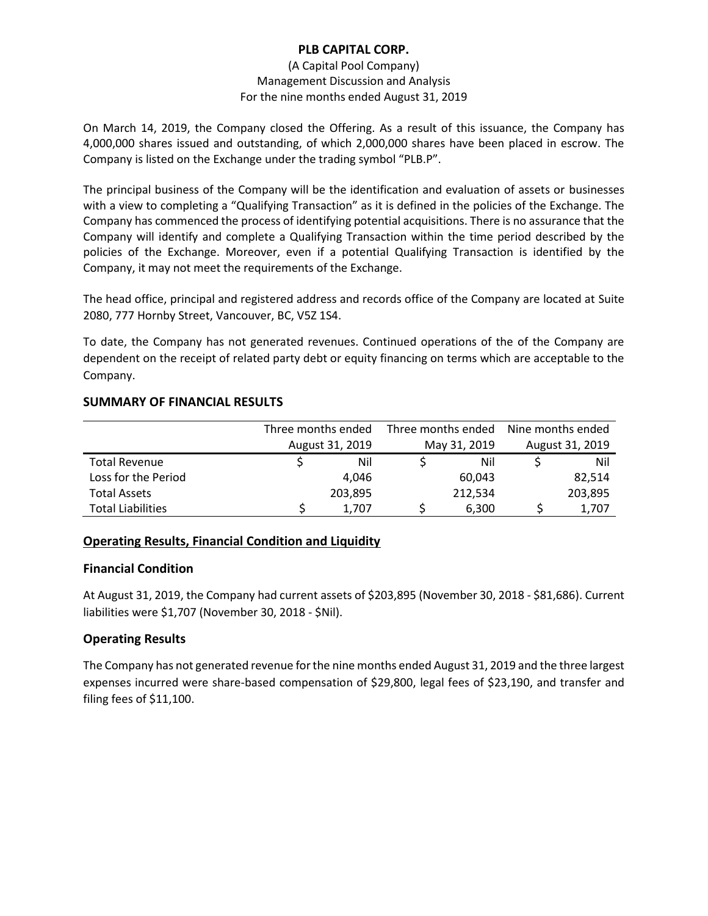On March 14, 2019, the Company closed the Offering. As a result of this issuance, the Company has 4,000,000 shares issued and outstanding, of which 2,000,000 shares have been placed in escrow. The Company is listed on the Exchange under the trading symbol "PLB.P".

The principal business of the Company will be the identification and evaluation of assets or businesses with a view to completing a "Qualifying Transaction" as it is defined in the policies of the Exchange. The Company has commenced the process of identifying potential acquisitions. There is no assurance that the Company will identify and complete a Qualifying Transaction within the time period described by the policies of the Exchange. Moreover, even if a potential Qualifying Transaction is identified by the Company, it may not meet the requirements of the Exchange.

The head office, principal and registered address and records office of the Company are located at Suite 2080, 777 Hornby Street, Vancouver, BC, V5Z 1S4.

To date, the Company has not generated revenues. Continued operations of the of the Company are dependent on the receipt of related party debt or equity financing on terms which are acceptable to the Company.

## SUMMARY OF FINANCIAL RESULTS

| | Three months ended August 31, 2019 | Three months ended May 31, 2019 | Nine months ended August 31, 2019 |
|---|---|---|---|
| Total Revenue | $ Nil | $ Nil | $ Nil |
| Loss for the Period | 4,046 | 60,043 | 82,514 |
| Total Assets | 203,895 | 212,534 | 203,895 |
| Total Liabilities | $ 1,707 | $ 6,300 | $ 1,707 |

## Operating Results, Financial Condition and Liquidity

### Financial Condition

At August 31, 2019, the Company had current assets of $203,895 (November 30, 2018 - $81,686). Current liabilities were $1,707 (November 30, 2018 - $Nil).

### Operating Results

The Company has not generated revenue for the nine months ended August 31, 2019 and the three largest expenses incurred were share-based compensation of $29,800, legal fees of $23,190, and transfer and filing fees of $11,100.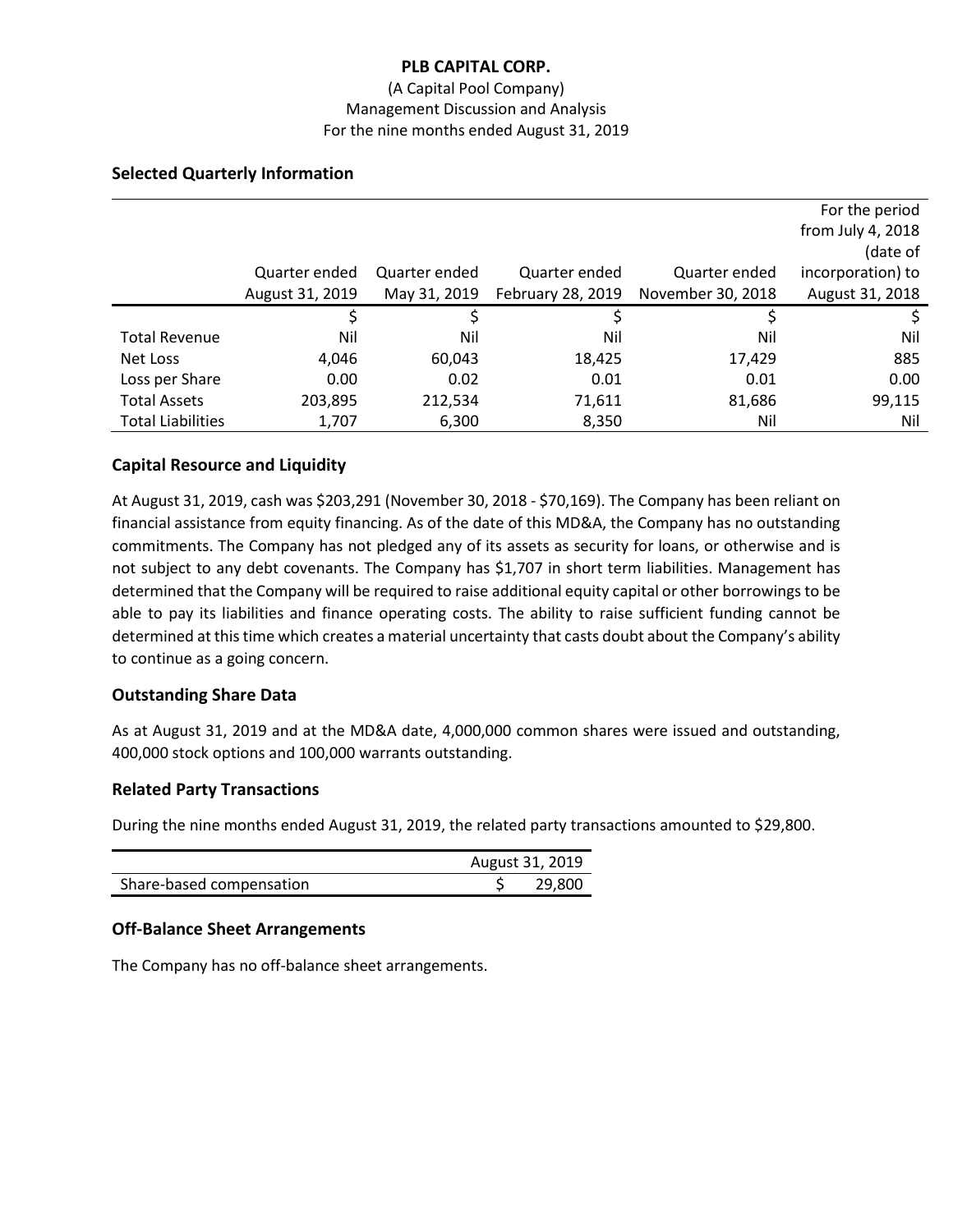**PLB CAPITAL CORP.**
(A Capital Pool Company)
Management Discussion and Analysis
For the nine months ended August 31, 2019

## Selected Quarterly Information

| | Quarter ended August 31, 2019 | Quarter ended May 31, 2019 | Quarter ended February 28, 2019 | Quarter ended November 30, 2018 | For the period from July 4, 2018 (date of incorporation) to August 31, 2018 |
|---|---|---|---|---|---|
| | $ | $ | $ | $ | $ |
| Total Revenue | Nil | Nil | Nil | Nil | Nil |
| Net Loss | 4,046 | 60,043 | 18,425 | 17,429 | 885 |
| Loss per Share | 0.00 | 0.02 | 0.01 | 0.01 | 0.00 |
| Total Assets | 203,895 | 212,534 | 71,611 | 81,686 | 99,115 |
| Total Liabilities | 1,707 | 6,300 | 8,350 | Nil | Nil |

## Capital Resource and Liquidity

At August 31, 2019, cash was $203,291 (November 30, 2018 - $70,169). The Company has been reliant on financial assistance from equity financing. As of the date of this MD&A, the Company has no outstanding commitments. The Company has not pledged any of its assets as security for loans, or otherwise and is not subject to any debt covenants. The Company has $1,707 in short term liabilities. Management has determined that the Company will be required to raise additional equity capital or other borrowings to be able to pay its liabilities and finance operating costs. The ability to raise sufficient funding cannot be determined at this time which creates a material uncertainty that casts doubt about the Company's ability to continue as a going concern.

## Outstanding Share Data

As at August 31, 2019 and at the MD&A date, 4,000,000 common shares were issued and outstanding, 400,000 stock options and 100,000 warrants outstanding.

## Related Party Transactions

During the nine months ended August 31, 2019, the related party transactions amounted to $29,800.

| | August 31, 2019 |
|---|---|
| Share-based compensation | $ 29,800 |

## Off-Balance Sheet Arrangements

The Company has no off-balance sheet arrangements.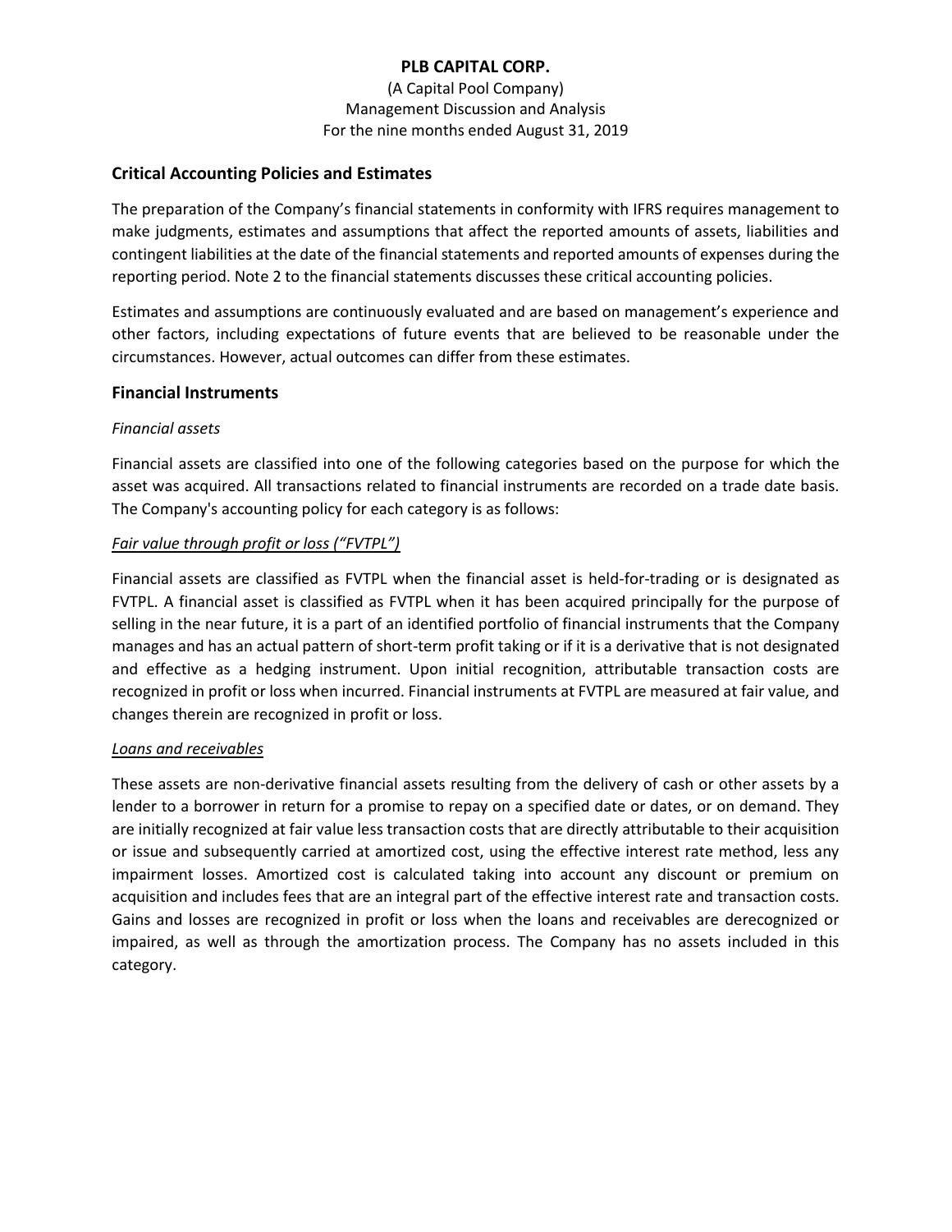## Critical Accounting Policies and Estimates

The preparation of the Company's financial statements in conformity with IFRS requires management to make judgments, estimates and assumptions that affect the reported amounts of assets, liabilities and contingent liabilities at the date of the financial statements and reported amounts of expenses during the reporting period. Note 2 to the financial statements discusses these critical accounting policies.

Estimates and assumptions are continuously evaluated and are based on management's experience and other factors, including expectations of future events that are believed to be reasonable under the circumstances. However, actual outcomes can differ from these estimates.

## Financial Instruments

*Financial assets*

Financial assets are classified into one of the following categories based on the purpose for which the asset was acquired. All transactions related to financial instruments are recorded on a trade date basis. The Company's accounting policy for each category is as follows:

*Fair value through profit or loss ("FVTPL")*

Financial assets are classified as FVTPL when the financial asset is held-for-trading or is designated as FVTPL. A financial asset is classified as FVTPL when it has been acquired principally for the purpose of selling in the near future, it is a part of an identified portfolio of financial instruments that the Company manages and has an actual pattern of short-term profit taking or if it is a derivative that is not designated and effective as a hedging instrument. Upon initial recognition, attributable transaction costs are recognized in profit or loss when incurred. Financial instruments at FVTPL are measured at fair value, and changes therein are recognized in profit or loss.

*Loans and receivables*

These assets are non-derivative financial assets resulting from the delivery of cash or other assets by a lender to a borrower in return for a promise to repay on a specified date or dates, or on demand. They are initially recognized at fair value less transaction costs that are directly attributable to their acquisition or issue and subsequently carried at amortized cost, using the effective interest rate method, less any impairment losses. Amortized cost is calculated taking into account any discount or premium on acquisition and includes fees that are an integral part of the effective interest rate and transaction costs. Gains and losses are recognized in profit or loss when the loans and receivables are derecognized or impaired, as well as through the amortization process. The Company has no assets included in this category.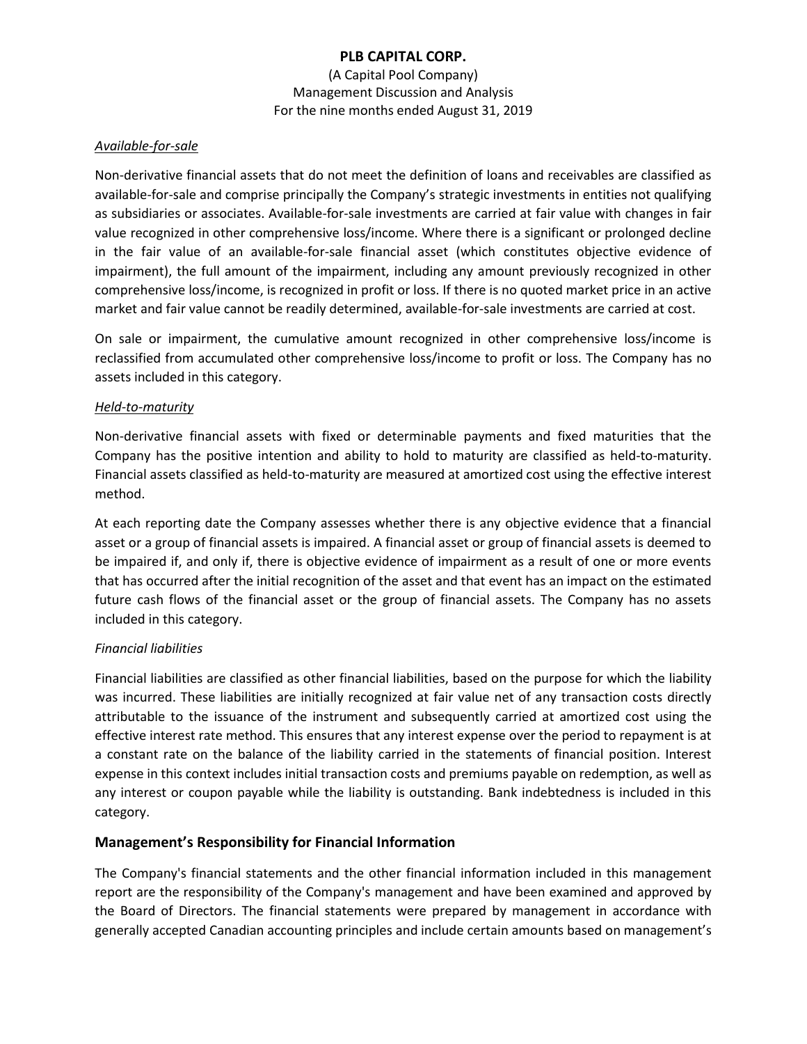*Available-for-sale*

Non-derivative financial assets that do not meet the definition of loans and receivables are classified as available-for-sale and comprise principally the Company's strategic investments in entities not qualifying as subsidiaries or associates. Available-for-sale investments are carried at fair value with changes in fair value recognized in other comprehensive loss/income. Where there is a significant or prolonged decline in the fair value of an available-for-sale financial asset (which constitutes objective evidence of impairment), the full amount of the impairment, including any amount previously recognized in other comprehensive loss/income, is recognized in profit or loss. If there is no quoted market price in an active market and fair value cannot be readily determined, available-for-sale investments are carried at cost.

On sale or impairment, the cumulative amount recognized in other comprehensive loss/income is reclassified from accumulated other comprehensive loss/income to profit or loss. The Company has no assets included in this category.

*Held-to-maturity*

Non-derivative financial assets with fixed or determinable payments and fixed maturities that the Company has the positive intention and ability to hold to maturity are classified as held-to-maturity. Financial assets classified as held-to-maturity are measured at amortized cost using the effective interest method.

At each reporting date the Company assesses whether there is any objective evidence that a financial asset or a group of financial assets is impaired. A financial asset or group of financial assets is deemed to be impaired if, and only if, there is objective evidence of impairment as a result of one or more events that has occurred after the initial recognition of the asset and that event has an impact on the estimated future cash flows of the financial asset or the group of financial assets. The Company has no assets included in this category.

*Financial liabilities*

Financial liabilities are classified as other financial liabilities, based on the purpose for which the liability was incurred. These liabilities are initially recognized at fair value net of any transaction costs directly attributable to the issuance of the instrument and subsequently carried at amortized cost using the effective interest rate method. This ensures that any interest expense over the period to repayment is at a constant rate on the balance of the liability carried in the statements of financial position. Interest expense in this context includes initial transaction costs and premiums payable on redemption, as well as any interest or coupon payable while the liability is outstanding. Bank indebtedness is included in this category.

## Management's Responsibility for Financial Information

The Company's financial statements and the other financial information included in this management report are the responsibility of the Company's management and have been examined and approved by the Board of Directors. The financial statements were prepared by management in accordance with generally accepted Canadian accounting principles and include certain amounts based on management's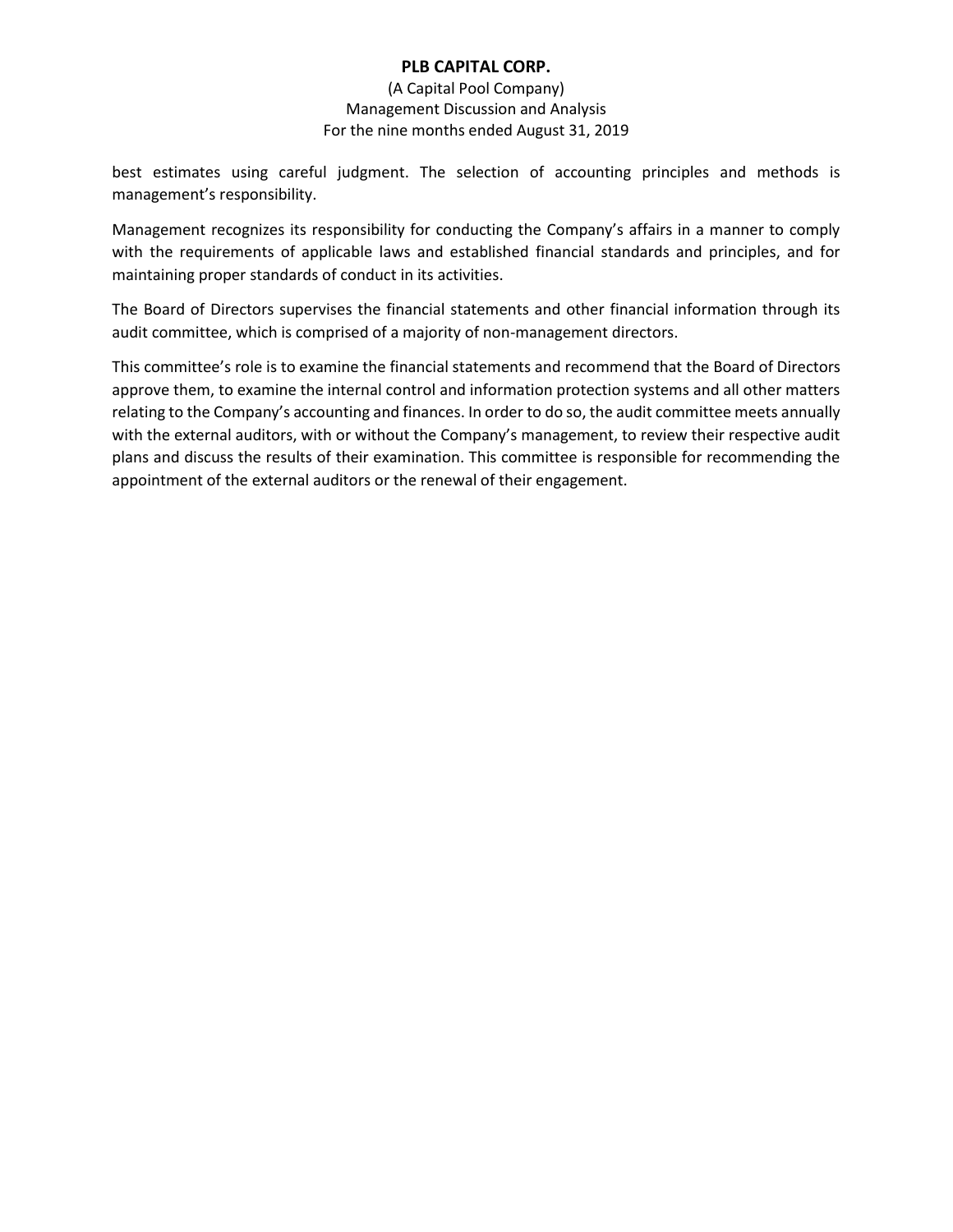best estimates using careful judgment. The selection of accounting principles and methods is management's responsibility.

Management recognizes its responsibility for conducting the Company's affairs in a manner to comply with the requirements of applicable laws and established financial standards and principles, and for maintaining proper standards of conduct in its activities.

The Board of Directors supervises the financial statements and other financial information through its audit committee, which is comprised of a majority of non-management directors.

This committee's role is to examine the financial statements and recommend that the Board of Directors approve them, to examine the internal control and information protection systems and all other matters relating to the Company's accounting and finances. In order to do so, the audit committee meets annually with the external auditors, with or without the Company's management, to review their respective audit plans and discuss the results of their examination. This committee is responsible for recommending the appointment of the external auditors or the renewal of their engagement.